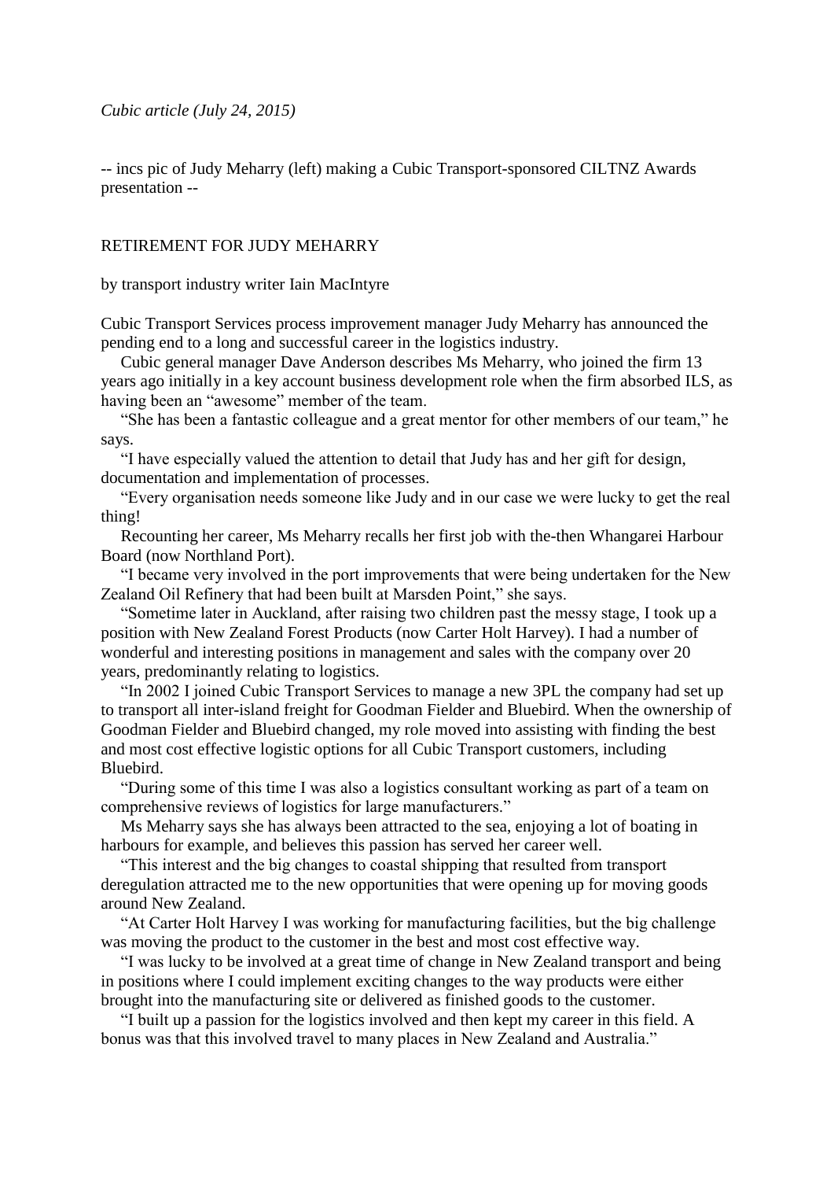*Cubic article (July 24, 2015)*

-- incs pic of Judy Meharry (left) making a Cubic Transport-sponsored CILTNZ Awards presentation --

RETIREMENT FOR JUDY MEHARRY

by transport industry writer Iain MacIntyre

Cubic Transport Services process improvement manager Judy Meharry has announced the pending end to a long and successful career in the logistics industry.

Cubic general manager Dave Anderson describes Ms Meharry, who joined the firm 13 years ago initially in a key account business development role when the firm absorbed ILS, as having been an "awesome" member of the team.

"She has been a fantastic colleague and a great mentor for other members of our team," he says.

"I have especially valued the attention to detail that Judy has and her gift for design, documentation and implementation of processes.

"Every organisation needs someone like Judy and in our case we were lucky to get the real thing!

Recounting her career, Ms Meharry recalls her first job with the-then Whangarei Harbour Board (now Northland Port).

"I became very involved in the port improvements that were being undertaken for the New Zealand Oil Refinery that had been built at Marsden Point," she says.

"Sometime later in Auckland, after raising two children past the messy stage, I took up a position with New Zealand Forest Products (now Carter Holt Harvey). I had a number of wonderful and interesting positions in management and sales with the company over 20 years, predominantly relating to logistics.

"In 2002 I joined Cubic Transport Services to manage a new 3PL the company had set up to transport all inter-island freight for Goodman Fielder and Bluebird. When the ownership of Goodman Fielder and Bluebird changed, my role moved into assisting with finding the best and most cost effective logistic options for all Cubic Transport customers, including Bluebird.

"During some of this time I was also a logistics consultant working as part of a team on comprehensive reviews of logistics for large manufacturers."

Ms Meharry says she has always been attracted to the sea, enjoying a lot of boating in harbours for example, and believes this passion has served her career well.

"This interest and the big changes to coastal shipping that resulted from transport deregulation attracted me to the new opportunities that were opening up for moving goods around New Zealand.

"At Carter Holt Harvey I was working for manufacturing facilities, but the big challenge was moving the product to the customer in the best and most cost effective way.

"I was lucky to be involved at a great time of change in New Zealand transport and being in positions where I could implement exciting changes to the way products were either brought into the manufacturing site or delivered as finished goods to the customer.

"I built up a passion for the logistics involved and then kept my career in this field. A bonus was that this involved travel to many places in New Zealand and Australia."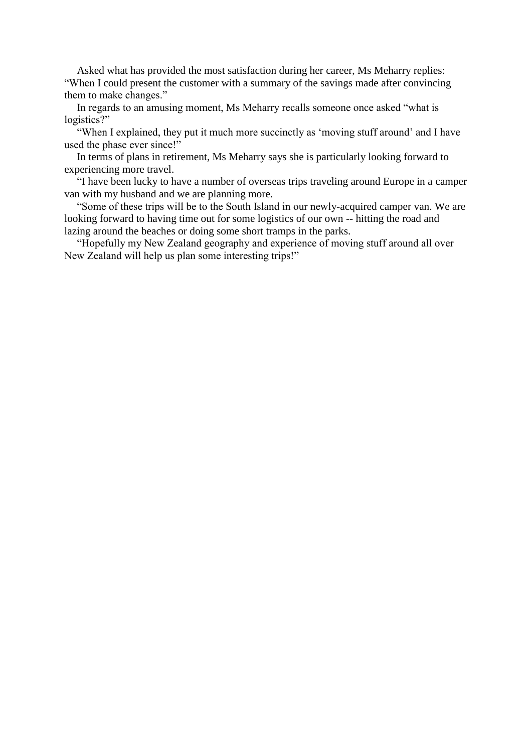Asked what has provided the most satisfaction during her career, Ms Meharry replies: "When I could present the customer with a summary of the savings made after convincing them to make changes."

In regards to an amusing moment, Ms Meharry recalls someone once asked "what is logistics?"

"When I explained, they put it much more succinctly as 'moving stuff around' and I have used the phase ever since!"

In terms of plans in retirement, Ms Meharry says she is particularly looking forward to experiencing more travel.

"I have been lucky to have a number of overseas trips traveling around Europe in a camper van with my husband and we are planning more.

"Some of these trips will be to the South Island in our newly-acquired camper van. We are looking forward to having time out for some logistics of our own -- hitting the road and lazing around the beaches or doing some short tramps in the parks.

"Hopefully my New Zealand geography and experience of moving stuff around all over New Zealand will help us plan some interesting trips!"